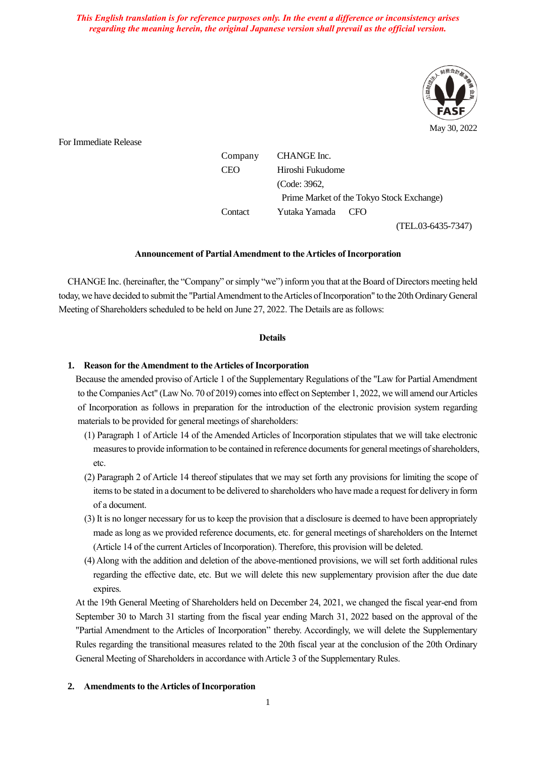*This English translation is for reference purposes only. In the event a difference or inconsistency arises regarding the meaning herein, the original Japanese version shall prevail as the official version.*

May 30, 2022

For Immediate Release

| | |
|---|---|
| Company | CHANGE Inc. |
| CEO | Hiroshi Fukudome |
| | (Code: 3962, Prime Market of the Tokyo Stock Exchange) |
| Contact | Yutaka Yamada CFO |
| | (TEL.03-6435-7347) |

**Announcement of Partial Amendment to the Articles of Incorporation**

CHANGE Inc. (hereinafter, the "Company" or simply "we") inform you that at the Board of Directors meeting held today, we have decided to submit the "Partial Amendment to the Articles of Incorporation" to the 20th Ordinary General Meeting of Shareholders scheduled to be held on June 27, 2022. The Details are as follows:

**Details**

**1. Reason for the Amendment to the Articles of Incorporation**

Because the amended proviso of Article 1 of the Supplementary Regulations of the "Law for Partial Amendment to the Companies Act" (Law No. 70 of 2019) comes into effect on September 1, 2022, we will amend our Articles of Incorporation as follows in preparation for the introduction of the electronic provision system regarding materials to be provided for general meetings of shareholders:

(1) Paragraph 1 of Article 14 of the Amended Articles of Incorporation stipulates that we will take electronic measures to provide information to be contained in reference documents for general meetings of shareholders, etc.

(2) Paragraph 2 of Article 14 thereof stipulates that we may set forth any provisions for limiting the scope of items to be stated in a document to be delivered to shareholders who have made a request for delivery in form of a document.

(3) It is no longer necessary for us to keep the provision that a disclosure is deemed to have been appropriately made as long as we provided reference documents, etc. for general meetings of shareholders on the Internet (Article 14 of the current Articles of Incorporation). Therefore, this provision will be deleted.

(4) Along with the addition and deletion of the above-mentioned provisions, we will set forth additional rules regarding the effective date, etc. But we will delete this new supplementary provision after the due date expires.

At the 19th General Meeting of Shareholders held on December 24, 2021, we changed the fiscal year-end from September 30 to March 31 starting from the fiscal year ending March 31, 2022 based on the approval of the "Partial Amendment to the Articles of Incorporation" thereby. Accordingly, we will delete the Supplementary Rules regarding the transitional measures related to the 20th fiscal year at the conclusion of the 20th Ordinary General Meeting of Shareholders in accordance with Article 3 of the Supplementary Rules.

**2. Amendments to the Articles of Incorporation**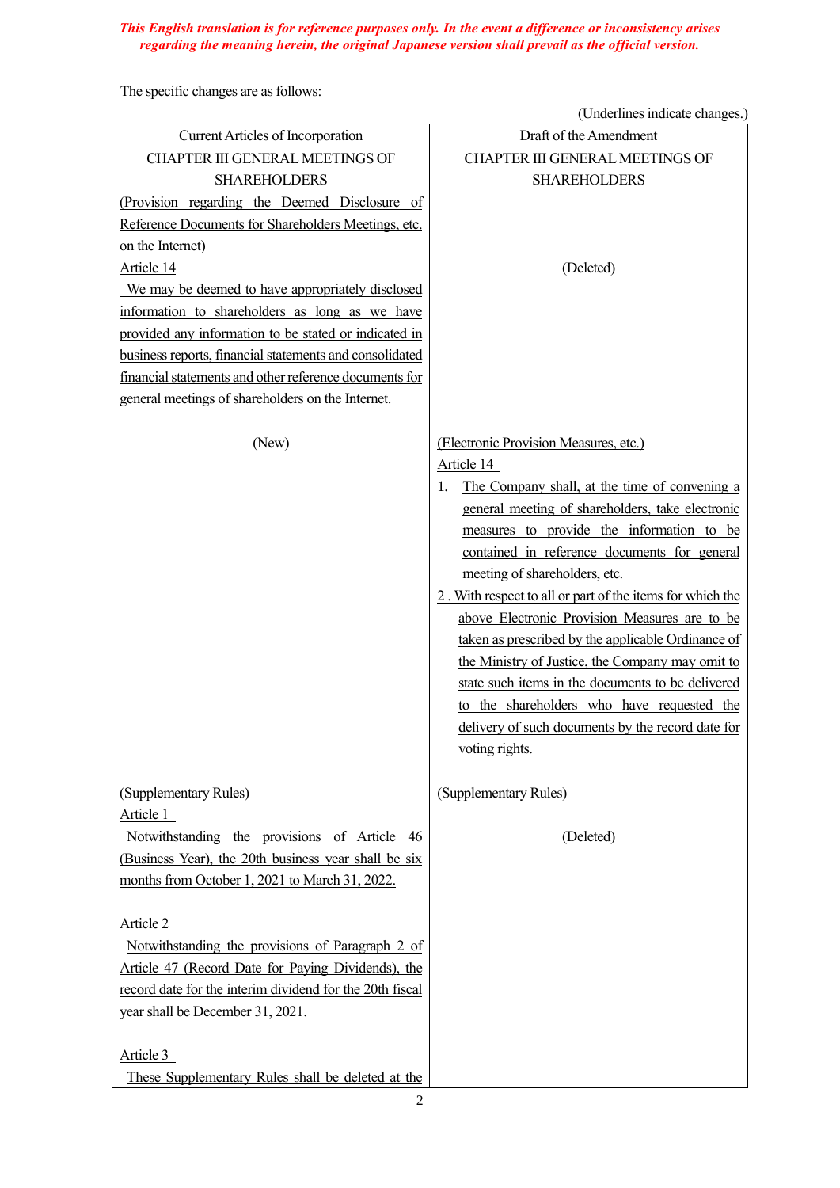*This English translation is for reference purposes only. In the event a difference or inconsistency arises regarding the meaning herein, the original Japanese version shall prevail as the official version.*

The specific changes are as follows:

(Underlines indicate changes.)

| Current Articles of Incorporation | Draft of the Amendment |
|---|---|
| CHAPTER III GENERAL MEETINGS OF SHAREHOLDERS | CHAPTER III GENERAL MEETINGS OF SHAREHOLDERS |
| (Provision regarding the Deemed Disclosure of Reference Documents for Shareholders Meetings, etc. on the Internet)<br>Article 14<br>We may be deemed to have appropriately disclosed information to shareholders as long as we have provided any information to be stated or indicated in business reports, financial statements and consolidated financial statements and other reference documents for general meetings of shareholders on the Internet. | (Deleted) |
| (New) | (Electronic Provision Measures, etc.)<br>Article 14<br>1. The Company shall, at the time of convening a general meeting of shareholders, take electronic measures to provide the information to be contained in reference documents for general meeting of shareholders, etc.<br>2 . With respect to all or part of the items for which the above Electronic Provision Measures are to be taken as prescribed by the applicable Ordinance of the Ministry of Justice, the Company may omit to state such items in the documents to be delivered to the shareholders who have requested the delivery of such documents by the record date for voting rights. |
| (Supplementary Rules) | (Supplementary Rules) |
| Article 1<br>Notwithstanding the provisions of Article 46 (Business Year), the 20th business year shall be six months from October 1, 2021 to March 31, 2022.<br><br>Article 2<br>Notwithstanding the provisions of Paragraph 2 of Article 47 (Record Date for Paying Dividends), the record date for the interim dividend for the 20th fiscal year shall be December 31, 2021.<br><br>Article 3<br>These Supplementary Rules shall be deleted at the | (Deleted) |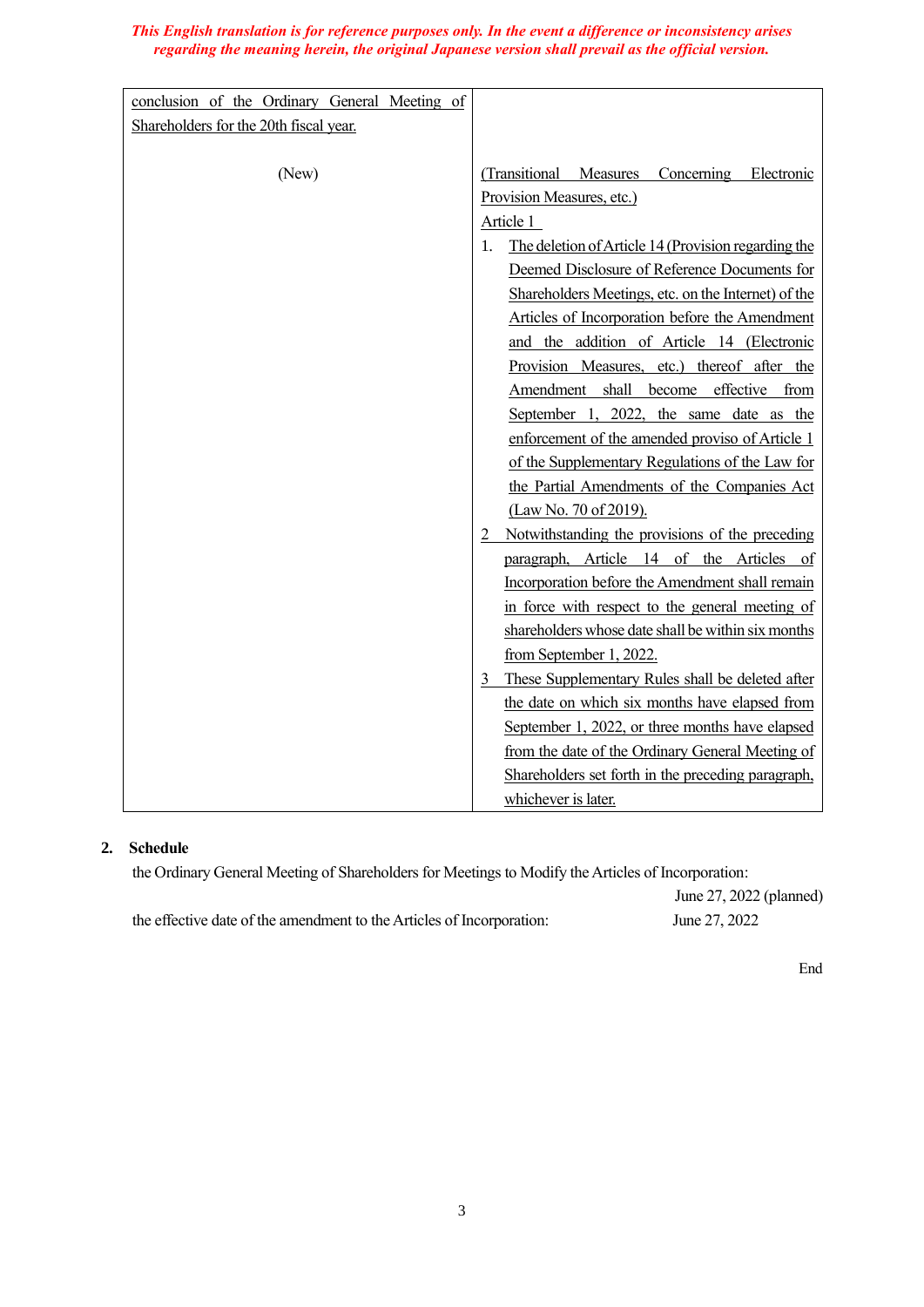*This English translation is for reference purposes only. In the event a difference or inconsistency arises regarding the meaning herein, the original Japanese version shall prevail as the official version.*

| | |
|---|---|
| conclusion of the Ordinary General Meeting of Shareholders for the 20th fiscal year. | |
| (New) | (Transitional Measures Concerning Electronic Provision Measures, etc.)<br>Article 1<br>1. The deletion of Article 14 (Provision regarding the Deemed Disclosure of Reference Documents for Shareholders Meetings, etc. on the Internet) of the Articles of Incorporation before the Amendment and the addition of Article 14 (Electronic Provision Measures, etc.) thereof after the Amendment shall become effective from September 1, 2022, the same date as the enforcement of the amended proviso of Article 1 of the Supplementary Regulations of the Law for the Partial Amendments of the Companies Act (Law No. 70 of 2019).<br>2 Notwithstanding the provisions of the preceding paragraph, Article 14 of the Articles of Incorporation before the Amendment shall remain in force with respect to the general meeting of shareholders whose date shall be within six months from September 1, 2022.<br>3 These Supplementary Rules shall be deleted after the date on which six months have elapsed from September 1, 2022, or three months have elapsed from the date of the Ordinary General Meeting of Shareholders set forth in the preceding paragraph, whichever is later. |

## 2. Schedule

the Ordinary General Meeting of Shareholders for Meetings to Modify the Articles of Incorporation: June 27, 2022 (planned)

the effective date of the amendment to the Articles of Incorporation: June 27, 2022

End